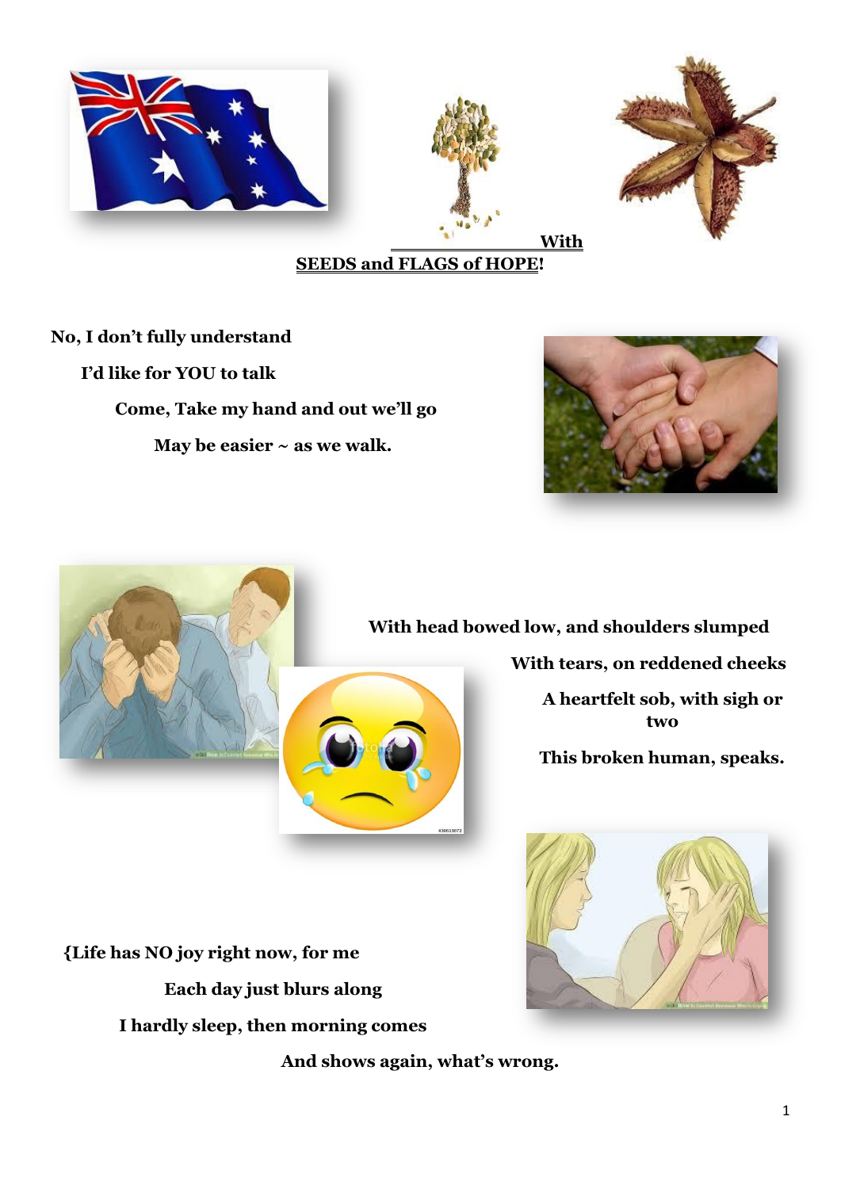**With SEEDS and FLAGS of HOPE!**

**No, I don't fully understand**

**I'd like for YOU to talk**

**Come, Take my hand and out we'll go**

**May be easier ~ as we walk.**

**With head bowed low, and shoulders slumped**

**With tears, on reddened cheeks**

**A heartfelt sob, with sigh or two**

**This broken human, speaks.**

**{Life has NO joy right now, for me**

**Each day just blurs along**

**I hardly sleep, then morning comes**

**And shows again, what's wrong.**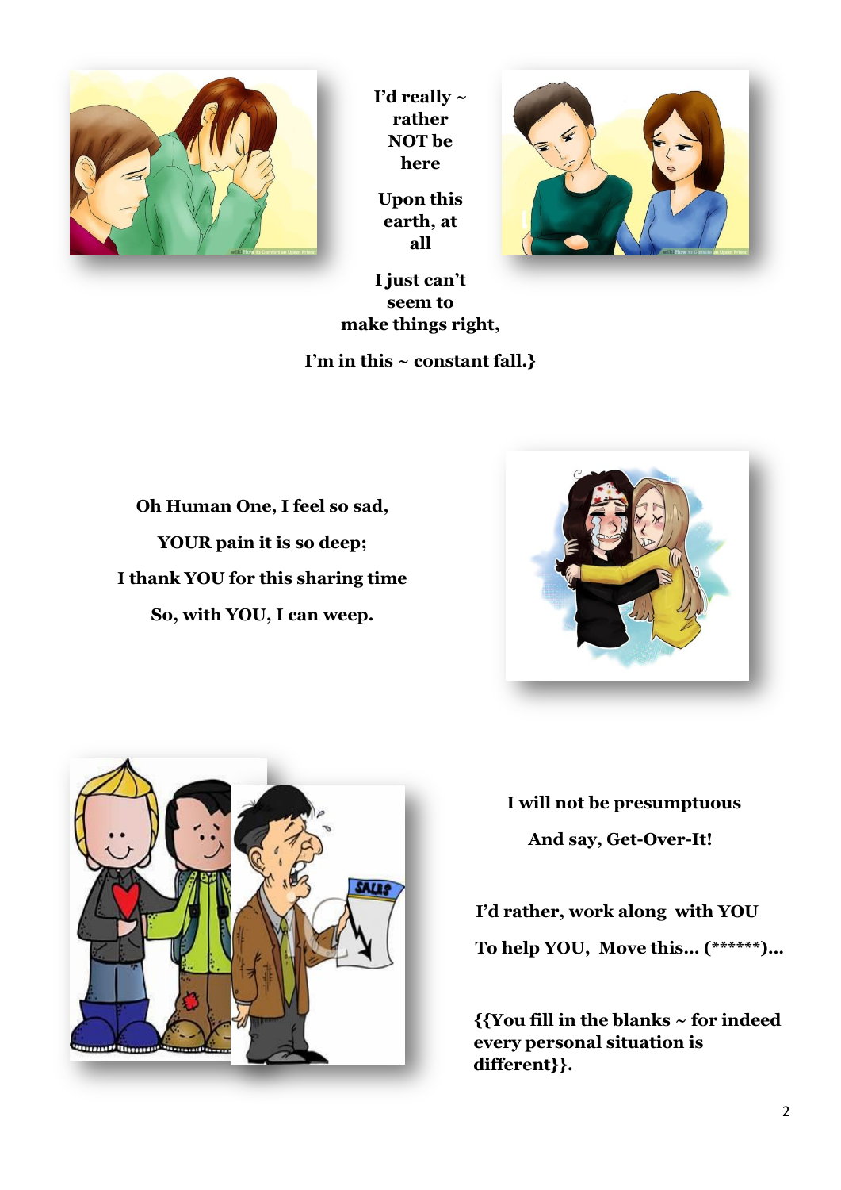**I'd really ~ rather NOT be here**

**Upon this earth, at all**

**I just can't seem to make things right,**

**I'm in this ~ constant fall.}**

**Oh Human One, I feel so sad,**

**YOUR pain it is so deep;**

**I thank YOU for this sharing time**

**So, with YOU, I can weep.**

**I will not be presumptuous**

**And say, Get-Over-It!**

**I'd rather, work along with YOU**

**To help YOU, Move this... (******)...**

**{{You fill in the blanks ~ for indeed every personal situation is different}}.**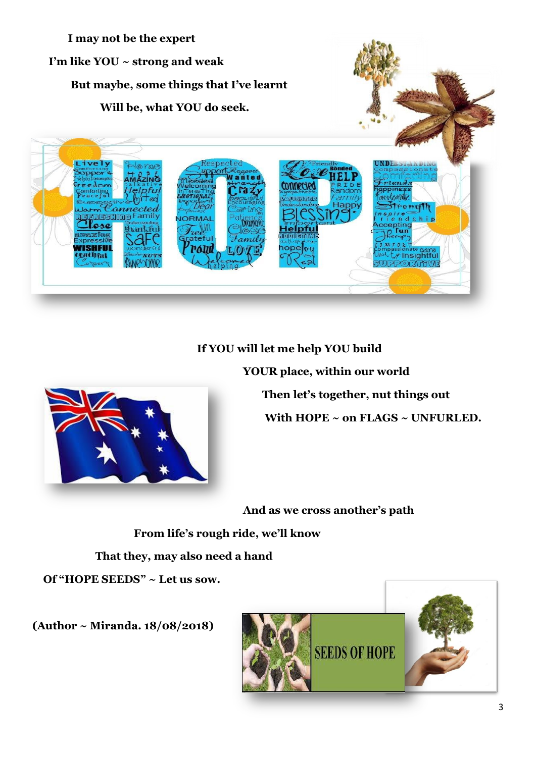**I may not be the expert**

**I'm like YOU ~ strong and weak**

**But maybe, some things that I've learnt**

**Will be, what YOU do seek.**

**If YOU will let me help YOU build**

**YOUR place, within our world**

**Then let's together, nut things out**

**With HOPE ~ on FLAGS ~ UNFURLED.**

**And as we cross another's path**

**From life's rough ride, we'll know**

**That they, may also need a hand**

**Of "HOPE SEEDS" ~ Let us sow.**

**(Author ~ Miranda. 18/08/2018)**